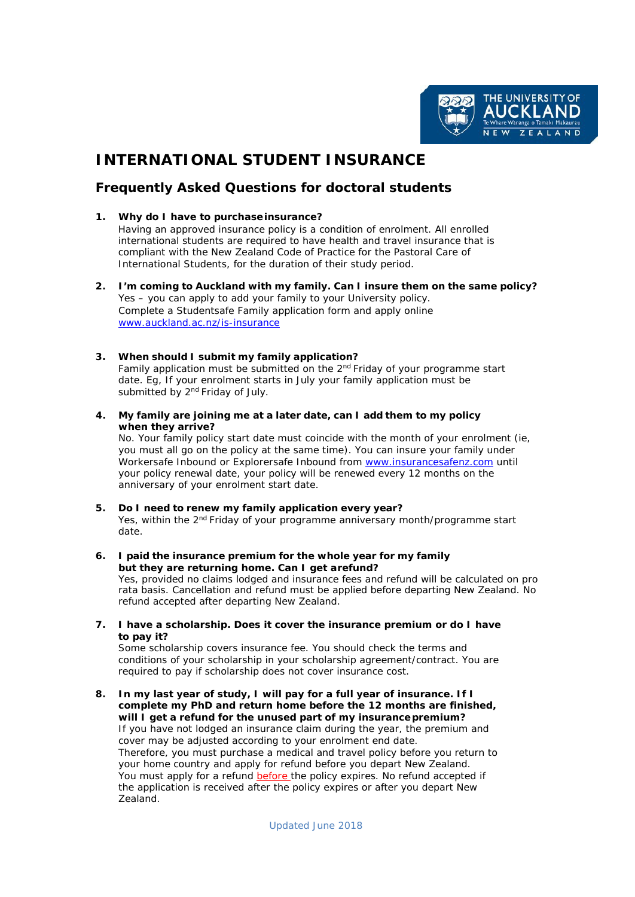# INTERNATIONAL STUDENT INSURANCE

## Frequently Asked Questions for doctoral students

1. **Why do I have to purchase insurance?**
   Having an approved insurance policy is a condition of enrolment. All enrolled international students are required to have health and travel insurance that is compliant with the New Zealand Code of Practice for the Pastoral Care of International Students, for the duration of their study period.

2. **I'm coming to Auckland with my family. Can I insure them on the same policy?**
   Yes – you can apply to add your family to your University policy.
   Complete a Studentsafe Family application form and apply online
   www.auckland.ac.nz/is-insurance

3. **When should I submit my family application?**
   Family application must be submitted on the 2nd Friday of your programme start date. Eg, If your enrolment starts in July your family application must be submitted by 2nd Friday of July.

4. **My family are joining me at a later date, can I add them to my policy when they arrive?**
   No. Your family policy start date must coincide with the month of your enrolment (ie, you must all go on the policy at the same time). You can insure your family under Workersafe Inbound or Explorersafe Inbound from www.insurancesafenz.com until your policy renewal date, your policy will be renewed every 12 months on the anniversary of your enrolment start date.

5. **Do I need to renew my family application every year?**
   Yes, within the 2nd Friday of your programme anniversary month/programme start date.

6. **I paid the insurance premium for the whole year for my family but they are returning home. Can I get a refund?**
   Yes, provided no claims lodged and insurance fees and refund will be calculated on pro rata basis. Cancellation and refund must be applied before departing New Zealand. No refund accepted after departing New Zealand.

7. **I have a scholarship. Does it cover the insurance premium or do I have to pay it?**
   Some scholarship covers insurance fee. You should check the terms and conditions of your scholarship in your scholarship agreement/contract. You are required to pay if scholarship does not cover insurance cost.

8. **In my last year of study, I will pay for a full year of insurance. If I complete my PhD and return home before the 12 months are finished, will I get a refund for the unused part of my insurance premium?**
   If you have not lodged an insurance claim during the year, the premium and cover may be adjusted according to your enrolment end date.
   Therefore, you must purchase a medical and travel policy before you return to your home country and apply for refund before you depart New Zealand.
   You must apply for a refund before the policy expires. No refund accepted if the application is received after the policy expires or after you depart New Zealand.

Updated June 2018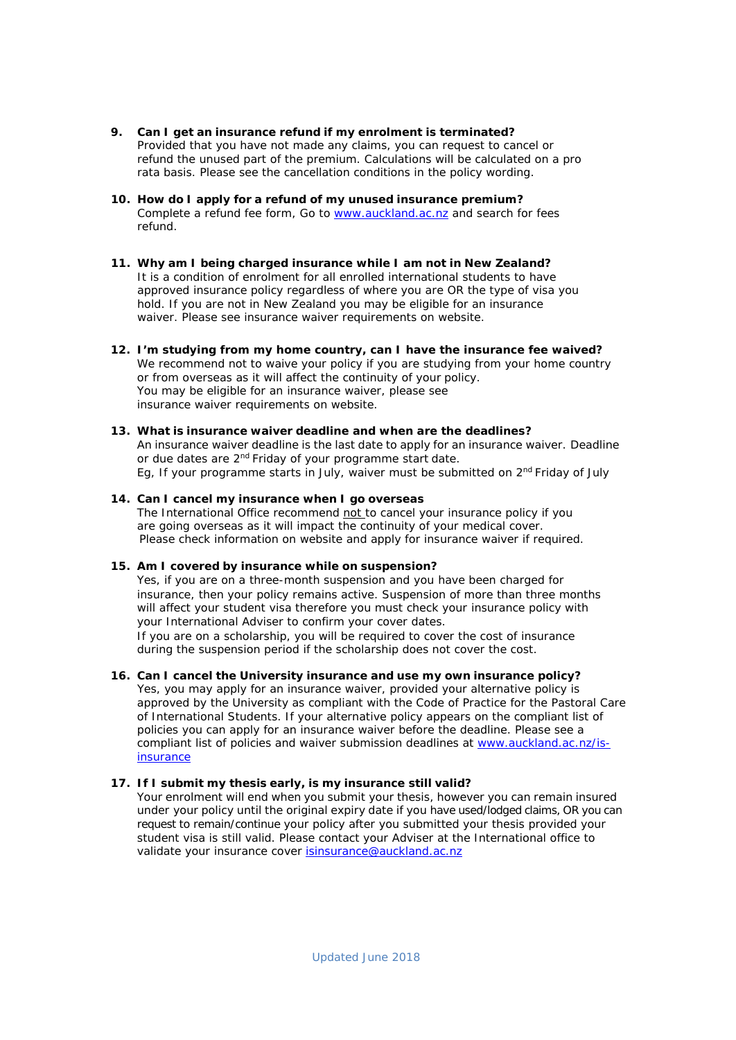9. **Can I get an insurance refund if my enrolment is terminated?**
   Provided that you have not made any claims, you can request to cancel or refund the unused part of the premium. Calculations will be calculated on a pro rata basis. Please see the cancellation conditions in the policy wording.

10. **How do I apply for a refund of my unused insurance premium?**
    Complete a refund fee form, Go to [www.auckland.ac.nz](www.auckland.ac.nz) and search for fees refund.

11. **Why am I being charged insurance while I am not in New Zealand?**
    It is a condition of enrolment for all enrolled international students to have approved insurance policy regardless of where you are OR the type of visa you hold. If you are not in New Zealand you may be eligible for an insurance waiver. Please see insurance waiver requirements on website.

12. **I'm studying from my home country, can I have the insurance fee waived?**
    We recommend not to waive your policy if you are studying from your home country or from overseas as it will affect the continuity of your policy.
    You may be eligible for an insurance waiver, please see insurance waiver requirements on website.

13. **What is insurance waiver deadline and when are the deadlines?**
    An insurance waiver deadline is the last date to apply for an insurance waiver. Deadline or due dates are 2nd Friday of your programme start date.
    Eg, If your programme starts in July, waiver must be submitted on 2nd Friday of July

14. **Can I cancel my insurance when I go overseas**
    The International Office recommend not to cancel your insurance policy if you are going overseas as it will impact the continuity of your medical cover.
    Please check information on website and apply for insurance waiver if required.

15. **Am I covered by insurance while on suspension?**
    Yes, if you are on a three-month suspension and you have been charged for insurance, then your policy remains active. Suspension of more than three months will affect your student visa therefore you must check your insurance policy with your International Adviser to confirm your cover dates.
    If you are on a scholarship, you will be required to cover the cost of insurance during the suspension period if the scholarship does not cover the cost.

16. **Can I cancel the University insurance and use my own insurance policy?**
    Yes, you may apply for an insurance waiver, provided your alternative policy is approved by the University as compliant with the Code of Practice for the Pastoral Care of International Students. If your alternative policy appears on the compliant list of policies you can apply for an insurance waiver before the deadline. Please see a compliant list of policies and waiver submission deadlines at [www.auckland.ac.nz/is-insurance](www.auckland.ac.nz/is-insurance)

17. **If I submit my thesis early, is my insurance still valid?**
    Your enrolment will end when you submit your thesis, however you can remain insured under your policy until the original expiry date if you have used/lodged claims, OR you can request to remain/continue your policy after you submitted your thesis provided your student visa is still valid. Please contact your Adviser at the International office to validate your insurance cover [isinsurance@auckland.ac.nz](mailto:isinsurance@auckland.ac.nz)

Updated June 2018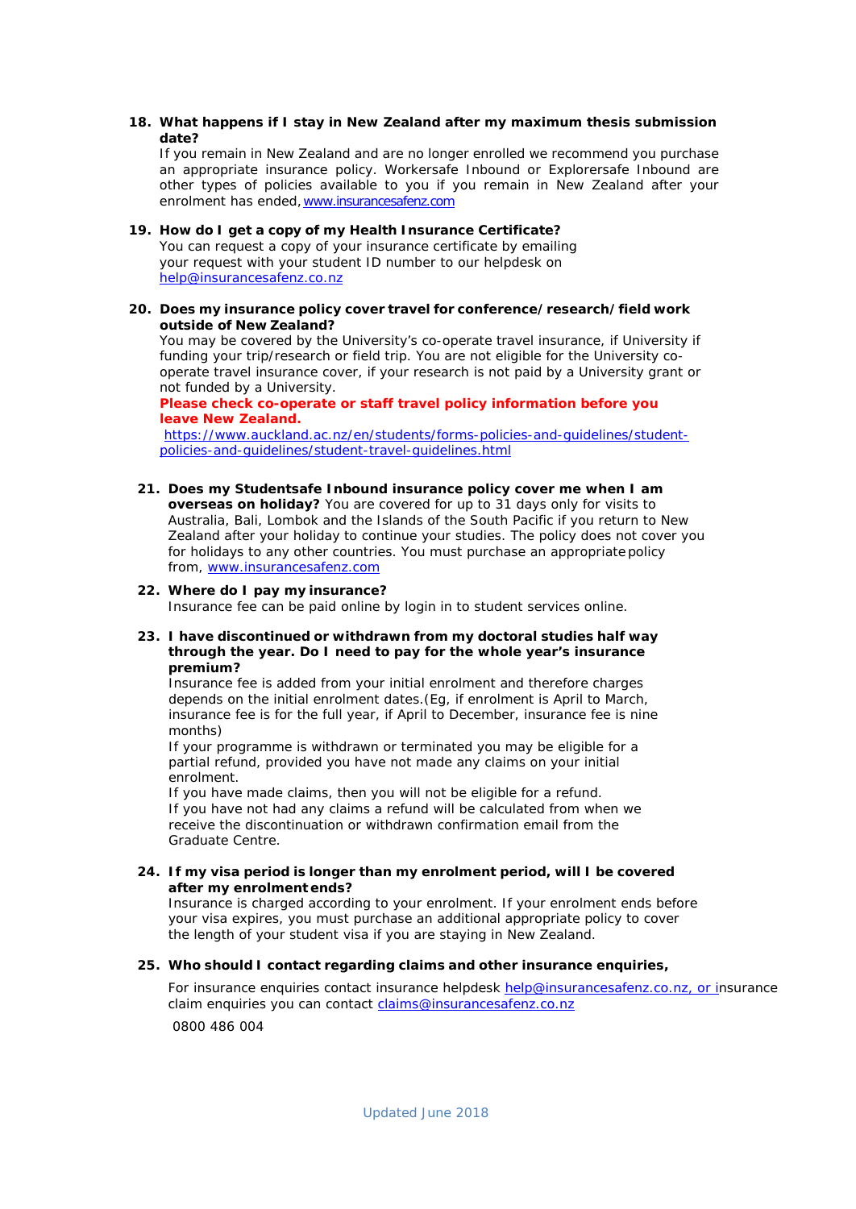**18. What happens if I stay in New Zealand after my maximum thesis submission date?**

If you remain in New Zealand and are no longer enrolled we recommend you purchase an appropriate insurance policy. Workersafe Inbound or Explorersafe Inbound are other types of policies available to you if you remain in New Zealand after your enrolment has ended, [www.insurancesafenz.com](http://www.insurancesafenz.com)

**19. How do I get a copy of my Health Insurance Certificate?**

You can request a copy of your insurance certificate by emailing your request with your student ID number to our helpdesk on [help@insurancesafenz.co.nz](mailto:help@insurancesafenz.co.nz)

**20. Does my insurance policy cover travel for conference/research/field work outside of New Zealand?**

You may be covered by the University's co-operate travel insurance, if University if funding your trip/research or field trip. You are not eligible for the University co-operate travel insurance cover, if your research is not paid by a University grant or not funded by a University.

**Please check co-operate or staff travel policy information before you leave New Zealand.**

[https://www.auckland.ac.nz/en/students/forms-policies-and-guidelines/student-policies-and-guidelines/student-travel-guidelines.html](https://www.auckland.ac.nz/en/students/forms-policies-and-guidelines/student-policies-and-guidelines/student-travel-guidelines.html)

**21. Does my Studentsafe Inbound insurance policy cover me when I am overseas on holiday?** You are covered for up to 31 days only for visits to Australia, Bali, Lombok and the Islands of the South Pacific if you return to New Zealand after your holiday to continue your studies. The policy does not cover you for holidays to any other countries. You must purchase an appropriate policy from, [www.insurancesafenz.com](http://www.insurancesafenz.com)

**22. Where do I pay my insurance?**

Insurance fee can be paid online by login in to student services online.

**23. I have discontinued or withdrawn from my doctoral studies half way through the year. Do I need to pay for the whole year's insurance premium?**

Insurance fee is added from your initial enrolment and therefore charges depends on the initial enrolment dates.(Eg, if enrolment is April to March, insurance fee is for the full year, if April to December, insurance fee is nine months)

If your programme is withdrawn or terminated you may be eligible for a partial refund, provided you have not made any claims on your initial enrolment.

If you have made claims, then you will not be eligible for a refund.

If you have not had any claims a refund will be calculated from when we receive the discontinuation or withdrawn confirmation email from the Graduate Centre.

**24. If my visa period is longer than my enrolment period, will I be covered after my enrolment ends?**

Insurance is charged according to your enrolment. If your enrolment ends before your visa expires, you must purchase an additional appropriate policy to cover the length of your student visa if you are staying in New Zealand.

**25. Who should I contact regarding claims and other insurance enquiries,**

For insurance enquiries contact insurance helpdesk [help@insurancesafenz.co.nz](mailto:help@insurancesafenz.co.nz), or insurance claim enquiries you can contact [claims@insurancesafenz.co.nz](mailto:claims@insurancesafenz.co.nz)

0800 486 004

Updated June 2018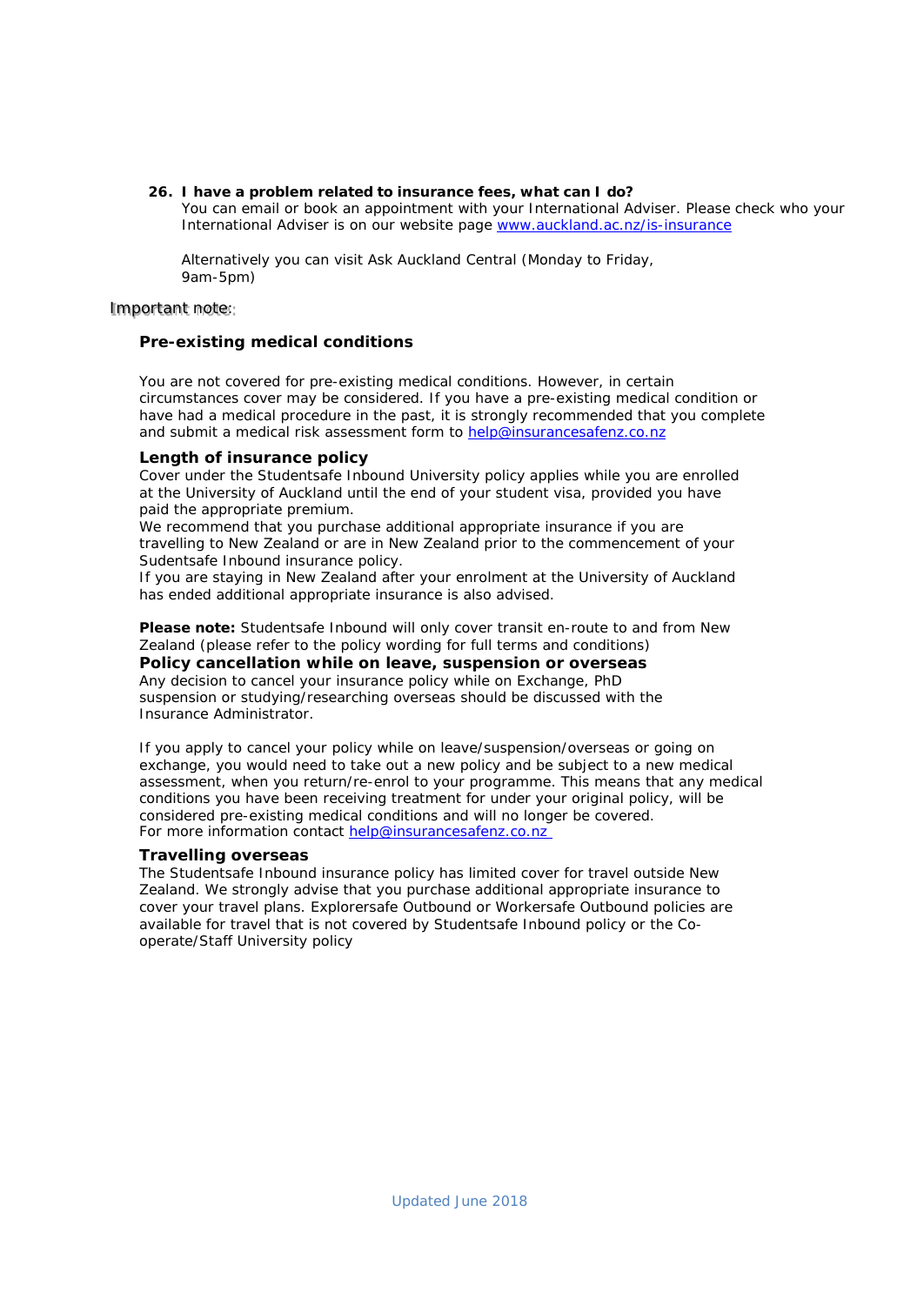26. **I have a problem related to insurance fees, what can I do?**
    You can email or book an appointment with your International Adviser. Please check who your International Adviser is on our website page [www.auckland.ac.nz/is-insurance](www.auckland.ac.nz/is-insurance)

    Alternatively you can visit Ask Auckland Central (Monday to Friday, 9am-5pm)

Important note:

### Pre-existing medical conditions

You are not covered for pre-existing medical conditions. However, in certain circumstances cover may be considered. If you have a pre-existing medical condition or have had a medical procedure in the past, it is strongly recommended that you complete and submit a medical risk assessment form to help@insurancesafenz.co.nz

### Length of insurance policy

Cover under the Studentsafe Inbound University policy applies while you are enrolled at the University of Auckland until the end of your student visa, provided you have paid the appropriate premium.
We recommend that you purchase additional appropriate insurance if you are travelling to New Zealand or are in New Zealand prior to the commencement of your Sudentsafe Inbound insurance policy.
If you are staying in New Zealand after your enrolment at the University of Auckland has ended additional appropriate insurance is also advised.

**Please note:** Studentsafe Inbound will only cover transit en-route to and from New Zealand (please refer to the policy wording for full terms and conditions)

### Policy cancellation while on leave, suspension or overseas

Any decision to cancel your insurance policy while on Exchange, PhD suspension or studying/researching overseas should be discussed with the Insurance Administrator.

If you apply to cancel your policy while on leave/suspension/overseas or going on exchange, you would need to take out a new policy and be subject to a new medical assessment, when you return/re-enrol to your programme. This means that any medical conditions you have been receiving treatment for under your original policy, will be considered pre-existing medical conditions and will no longer be covered.
For more information contact help@insurancesafenz.co.nz

### Travelling overseas

The Studentsafe Inbound insurance policy has limited cover for travel outside New Zealand. We strongly advise that you purchase additional appropriate insurance to cover your travel plans. Explorersafe Outbound or Workersafe Outbound policies are available for travel that is not covered by Studentsafe Inbound policy or the Co-operate/Staff University policy

Updated June 2018